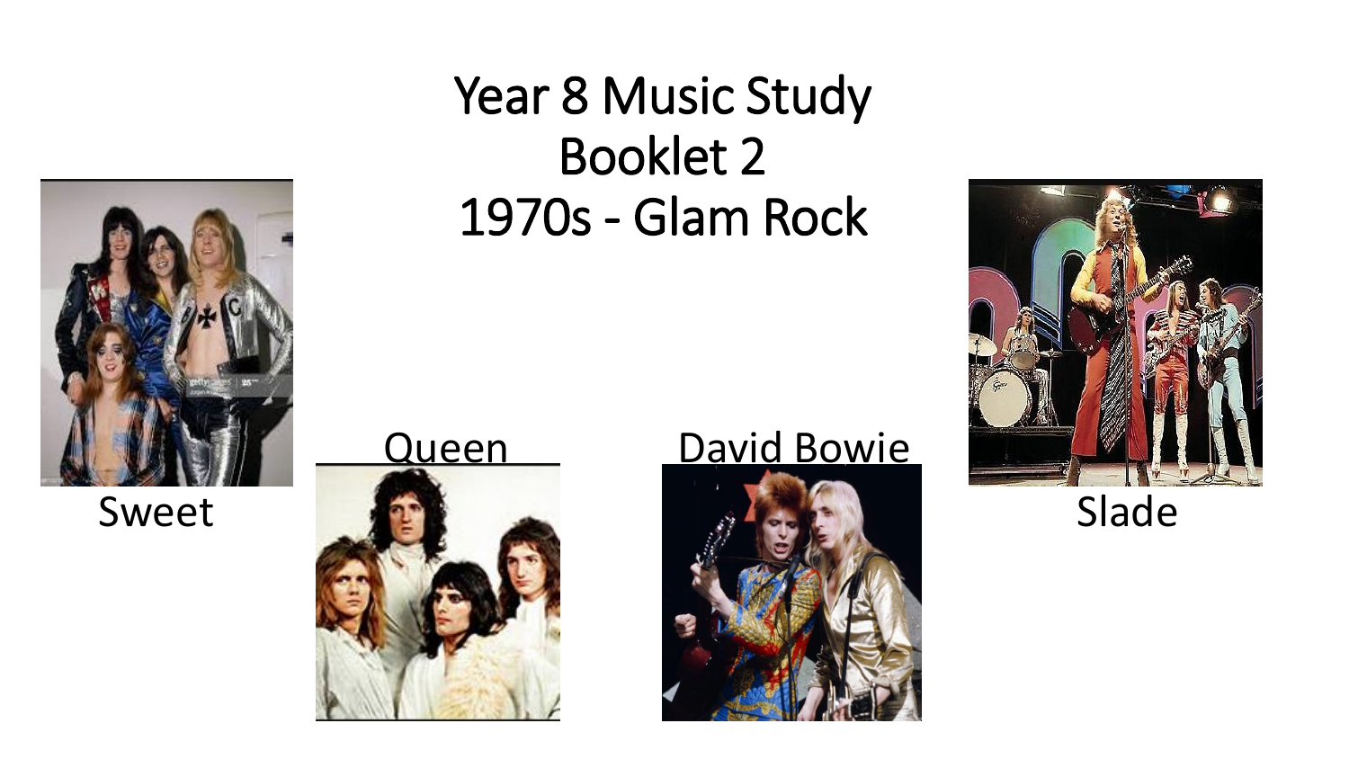# Year 8 Music Study Booklet 2
# 1970s - Glam Rock

Sweet

Queen

David Bowie

Slade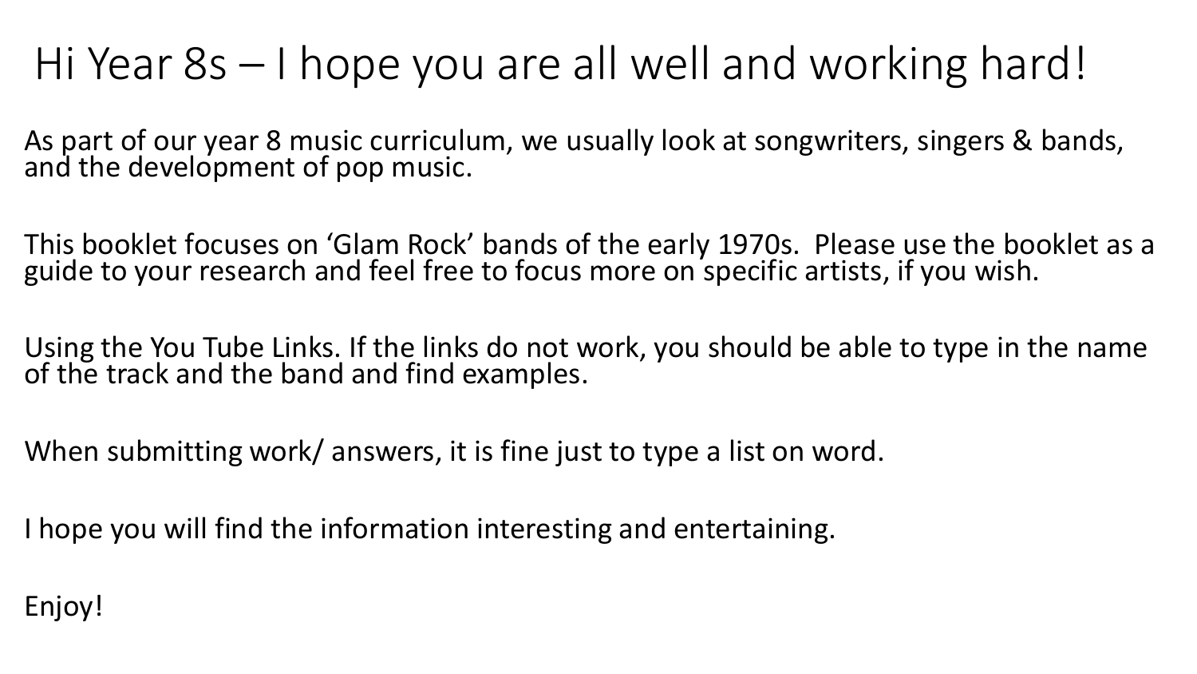# Hi Year 8s – I hope you are all well and working hard!

As part of our year 8 music curriculum, we usually look at songwriters, singers & bands, and the development of pop music.

This booklet focuses on 'Glam Rock' bands of the early 1970s. Please use the booklet as a guide to your research and feel free to focus more on specific artists, if you wish.

Using the You Tube Links. If the links do not work, you should be able to type in the name of the track and the band and find examples.

When submitting work/ answers, it is fine just to type a list on word.

I hope you will find the information interesting and entertaining.

Enjoy!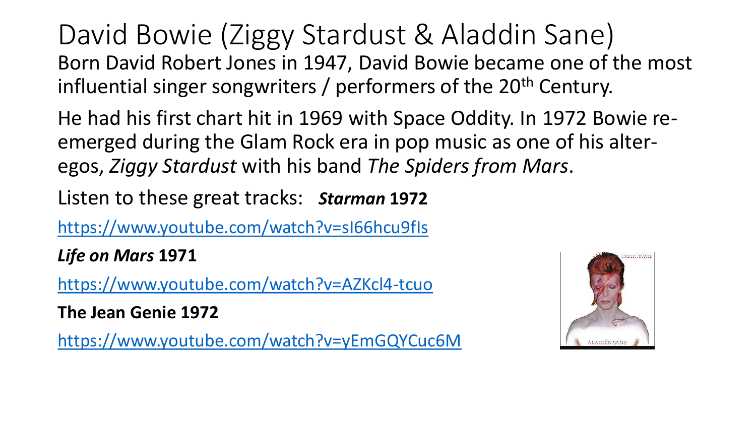# David Bowie (Ziggy Stardust & Aladdin Sane)

Born David Robert Jones in 1947, David Bowie became one of the most influential singer songwriters / performers of the 20th Century.

He had his first chart hit in 1969 with Space Oddity. In 1972 Bowie re-emerged during the Glam Rock era in pop music as one of his alter-egos, *Ziggy Stardust* with his band *The Spiders from Mars*.

Listen to these great tracks: ***Starman*** **1972**

https://www.youtube.com/watch?v=sI66hcu9fIs

***Life on Mars*** **1971**

https://www.youtube.com/watch?v=AZKcl4-tcuo

**The Jean Genie 1972**

https://www.youtube.com/watch?v=yEmGQYCuc6M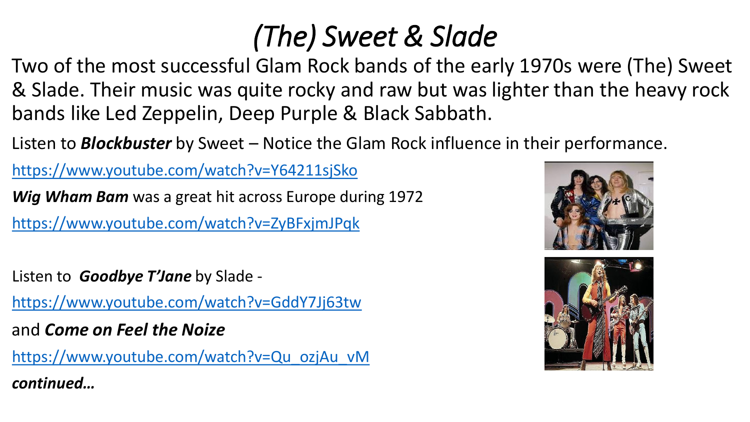# *(The) Sweet & Slade*

Two of the most successful Glam Rock bands of the early 1970s were (The) Sweet & Slade. Their music was quite rocky and raw but was lighter than the heavy rock bands like Led Zeppelin, Deep Purple & Black Sabbath.

Listen to ***Blockbuster*** by Sweet – Notice the Glam Rock influence in their performance.

https://www.youtube.com/watch?v=Y64211sjSko

***Wig Wham Bam*** was a great hit across Europe during 1972

https://www.youtube.com/watch?v=ZyBFxjmJPqk

Listen to ***Goodbye T'Jane*** by Slade -

https://www.youtube.com/watch?v=GddY7Jj63tw

and ***Come on Feel the Noize***

https://www.youtube.com/watch?v=Qu_ozjAu_vM

***continued…***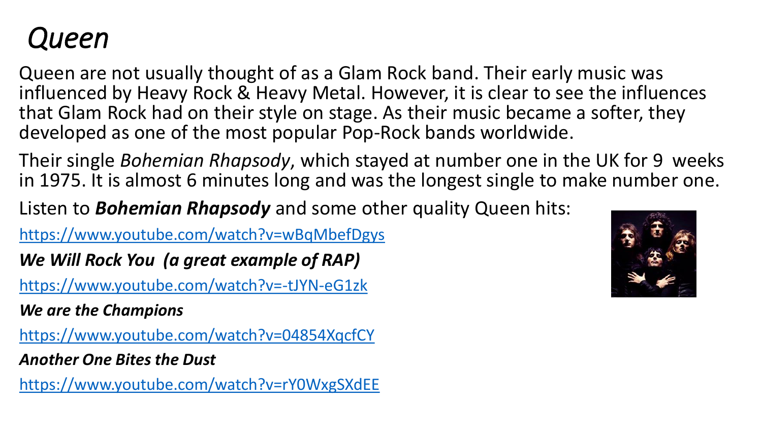# *Queen*

Queen are not usually thought of as a Glam Rock band. Their early music was influenced by Heavy Rock & Heavy Metal. However, it is clear to see the influences that Glam Rock had on their style on stage. As their music became a softer, they developed as one of the most popular Pop-Rock bands worldwide.

Their single *Bohemian Rhapsody*, which stayed at number one in the UK for 9 weeks in 1975. It is almost 6 minutes long and was the longest single to make number one.

Listen to ***Bohemian Rhapsody*** and some other quality Queen hits:

https://www.youtube.com/watch?v=wBqMbefDgys

***We Will Rock You (a great example of RAP)***

https://www.youtube.com/watch?v=-tJYN-eG1zk

***We are the Champions***

https://www.youtube.com/watch?v=04854XqcfCY

***Another One Bites the Dust***

https://www.youtube.com/watch?v=rY0WxgSXdEE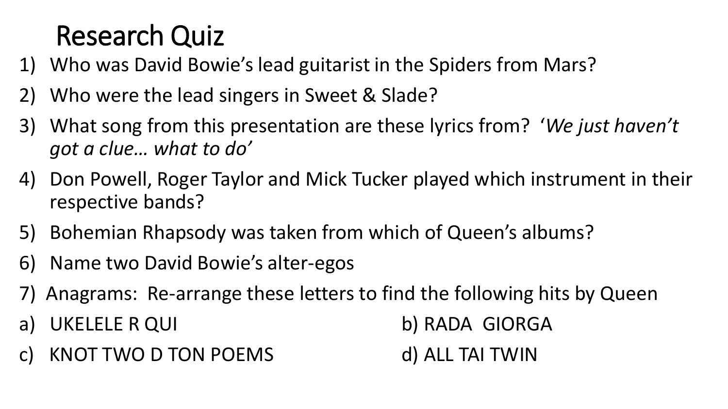# Research Quiz

1) Who was David Bowie's lead guitarist in the Spiders from Mars?
2) Who were the lead singers in Sweet & Slade?
3) What song from this presentation are these lyrics from? '*We just haven't got a clue… what to do*'
4) Don Powell, Roger Taylor and Mick Tucker played which instrument in their respective bands?
5) Bohemian Rhapsody was taken from which of Queen's albums?
6) Name two David Bowie's alter-egos
7) Anagrams: Re-arrange these letters to find the following hits by Queen

a) UKELELE R QUI

b) RADA GIORGA

c) KNOT TWO D TON POEMS

d) ALL TAI TWIN